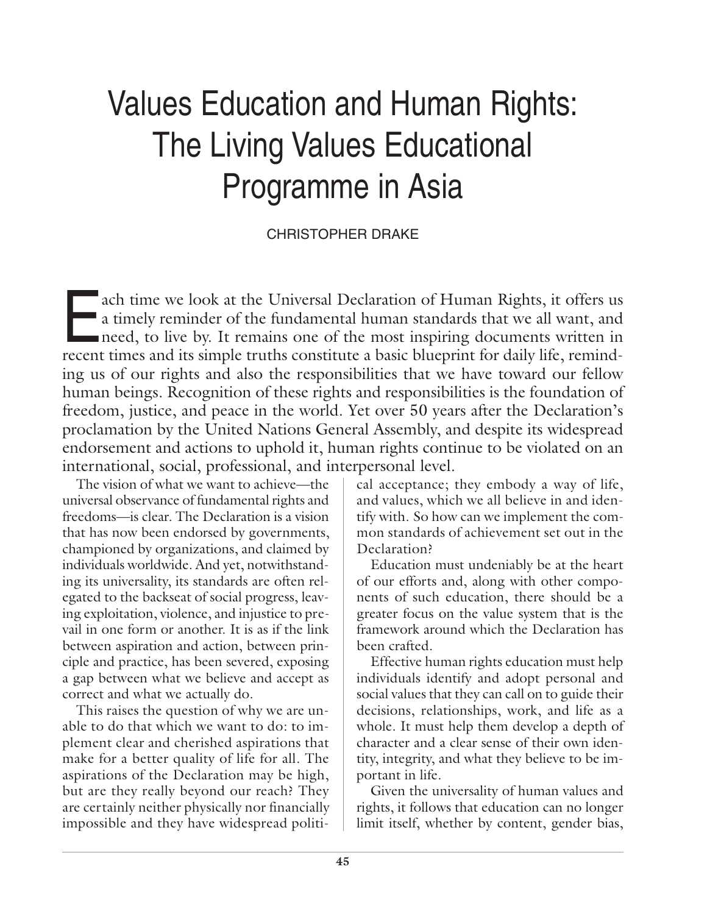# Values Education and Human Rights: The Living Values Educational Programme in Asia

CHRISTOPHER DRAKE

Each time we look at the Universal Declaration of Human Rights, it offers us a timely reminder of the fundamental human standards that we all want, and need, to live by. It remains one of the most inspiring documents written in recent times and its simple truths constitute a basic blueprint for daily life, reminding us of our rights and also the responsibilities that we have toward our fellow human beings. Recognition of these rights and responsibilities is the foundation of freedom, justice, and peace in the world. Yet over 50 years after the Declaration's proclamation by the United Nations General Assembly, and despite its widespread endorsement and actions to uphold it, human rights continue to be violated on an international, social, professional, and interpersonal level.

The vision of what we want to achieve—the universal observance of fundamental rights and freedoms—is clear. The Declaration is a vision that has now been endorsed by governments, championed by organizations, and claimed by individuals worldwide. And yet, notwithstanding its universality, its standards are often relegated to the backseat of social progress, leaving exploitation, violence, and injustice to prevail in one form or another. It is as if the link between aspiration and action, between principle and practice, has been severed, exposing a gap between what we believe and accept as correct and what we actually do.

This raises the question of why we are unable to do that which we want to do: to implement clear and cherished aspirations that make for a better quality of life for all. The aspirations of the Declaration may be high, but are they really beyond our reach? They are certainly neither physically nor financially impossible and they have widespread political acceptance; they embody a way of life, and values, which we all believe in and identify with. So how can we implement the common standards of achievement set out in the Declaration?

Education must undeniably be at the heart of our efforts and, along with other components of such education, there should be a greater focus on the value system that is the framework around which the Declaration has been crafted.

Effective human rights education must help individuals identify and adopt personal and social values that they can call on to guide their decisions, relationships, work, and life as a whole. It must help them develop a depth of character and a clear sense of their own identity, integrity, and what they believe to be important in life.

Given the universality of human values and rights, it follows that education can no longer limit itself, whether by content, gender bias,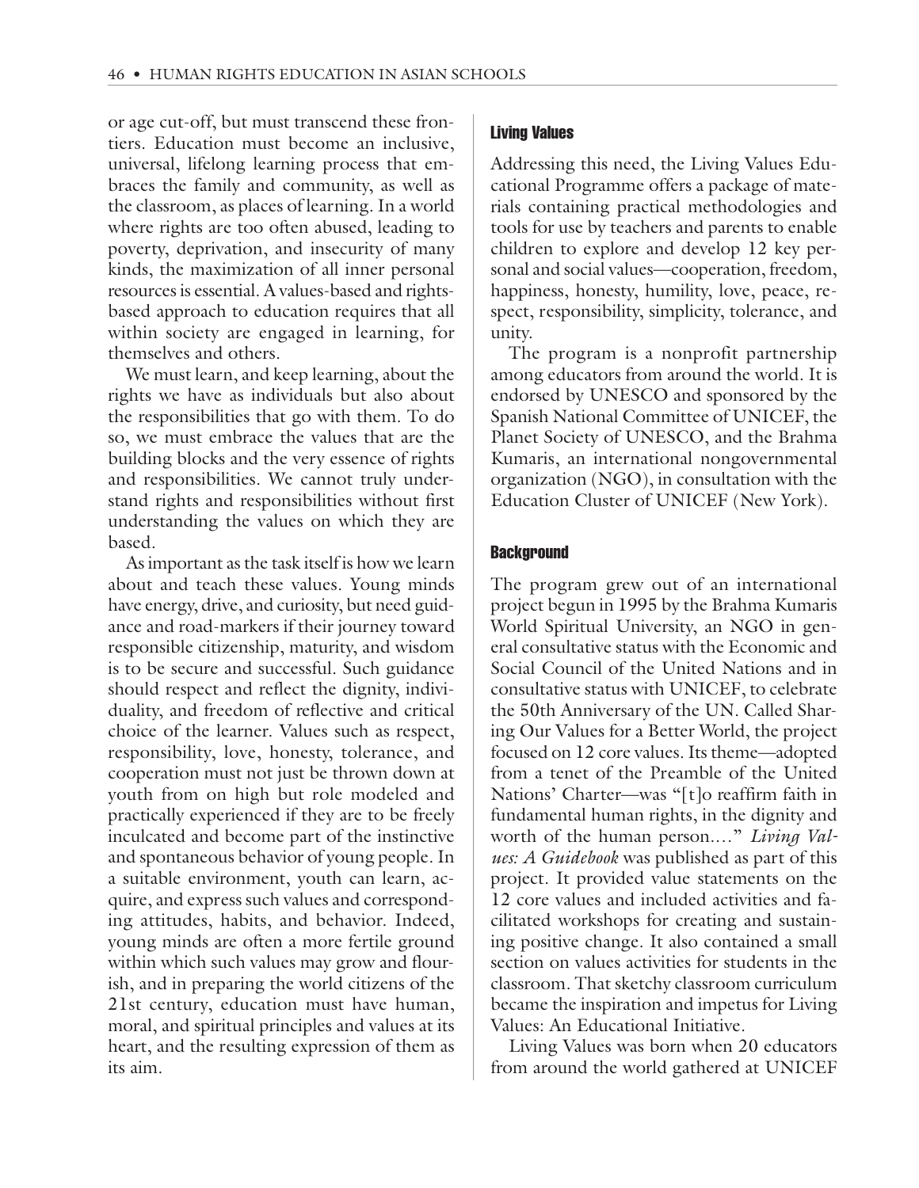or age cut-off, but must transcend these frontiers. Education must become an inclusive, universal, lifelong learning process that embraces the family and community, as well as the classroom, as places of learning. In a world where rights are too often abused, leading to poverty, deprivation, and insecurity of many kinds, the maximization of all inner personal resources is essential. A values-based and rights-based approach to education requires that all within society are engaged in learning, for themselves and others.

We must learn, and keep learning, about the rights we have as individuals but also about the responsibilities that go with them. To do so, we must embrace the values that are the building blocks and the very essence of rights and responsibilities. We cannot truly understand rights and responsibilities without first understanding the values on which they are based.

As important as the task itself is how we learn about and teach these values. Young minds have energy, drive, and curiosity, but need guidance and road-markers if their journey toward responsible citizenship, maturity, and wisdom is to be secure and successful. Such guidance should respect and reflect the dignity, individuality, and freedom of reflective and critical choice of the learner. Values such as respect, responsibility, love, honesty, tolerance, and cooperation must not just be thrown down at youth from on high but role modeled and practically experienced if they are to be freely inculcated and become part of the instinctive and spontaneous behavior of young people. In a suitable environment, youth can learn, acquire, and express such values and corresponding attitudes, habits, and behavior. Indeed, young minds are often a more fertile ground within which such values may grow and flourish, and in preparing the world citizens of the 21st century, education must have human, moral, and spiritual principles and values at its heart, and the resulting expression of them as its aim.

### Living Values

Addressing this need, the Living Values Educational Programme offers a package of materials containing practical methodologies and tools for use by teachers and parents to enable children to explore and develop 12 key personal and social values—cooperation, freedom, happiness, honesty, humility, love, peace, respect, responsibility, simplicity, tolerance, and unity.

The program is a nonprofit partnership among educators from around the world. It is endorsed by UNESCO and sponsored by the Spanish National Committee of UNICEF, the Planet Society of UNESCO, and the Brahma Kumaris, an international nongovernmental organization (NGO), in consultation with the Education Cluster of UNICEF (New York).

### Background

The program grew out of an international project begun in 1995 by the Brahma Kumaris World Spiritual University, an NGO in general consultative status with the Economic and Social Council of the United Nations and in consultative status with UNICEF, to celebrate the 50th Anniversary of the UN. Called Sharing Our Values for a Better World, the project focused on 12 core values. Its theme—adopted from a tenet of the Preamble of the United Nations' Charter—was "[t]o reaffirm faith in fundamental human rights, in the dignity and worth of the human person...." *Living Values: A Guidebook* was published as part of this project. It provided value statements on the 12 core values and included activities and facilitated workshops for creating and sustaining positive change. It also contained a small section on values activities for students in the classroom. That sketchy classroom curriculum became the inspiration and impetus for Living Values: An Educational Initiative.

Living Values was born when 20 educators from around the world gathered at UNICEF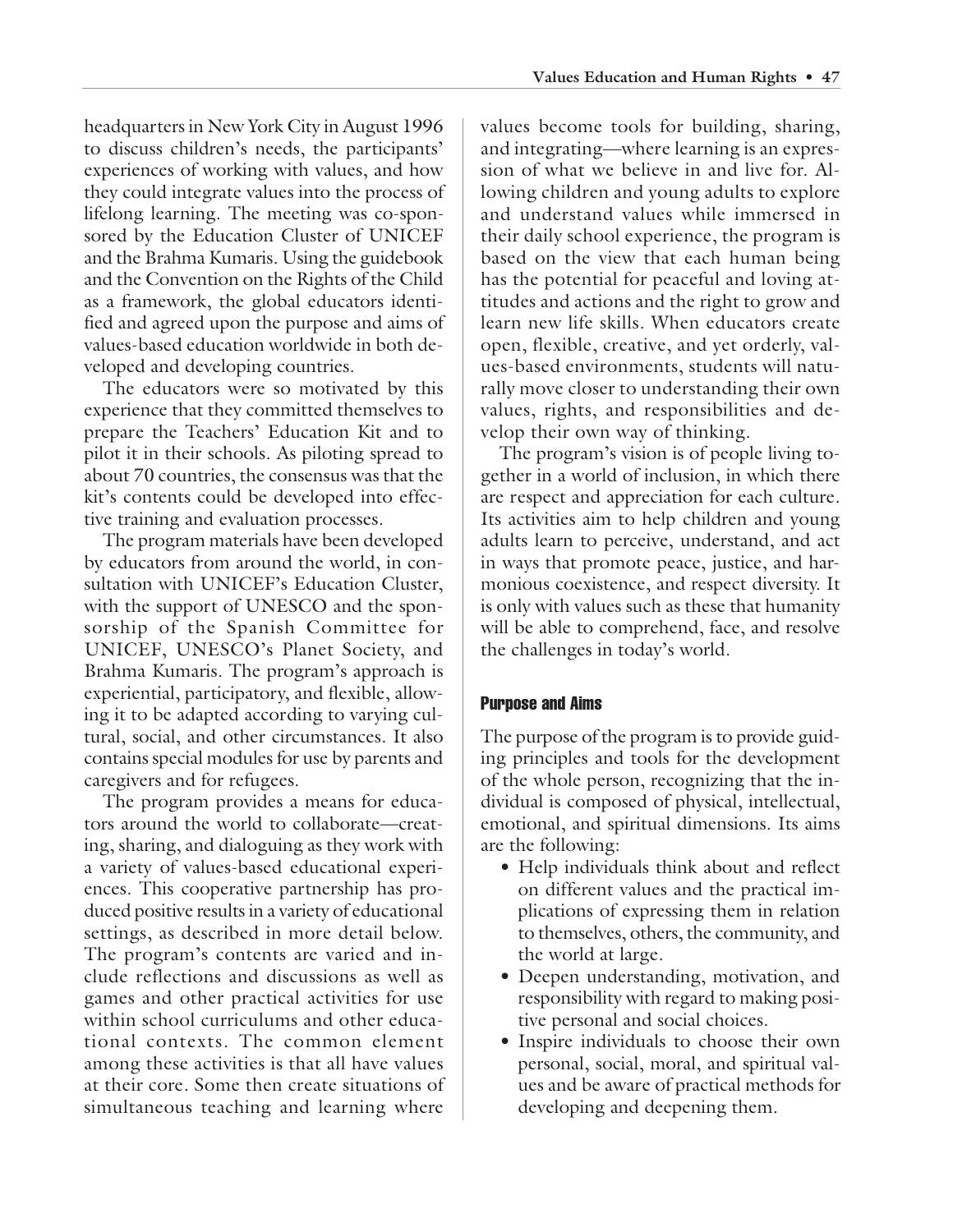headquarters in New York City in August 1996 to discuss children's needs, the participants' experiences of working with values, and how they could integrate values into the process of lifelong learning. The meeting was co-sponsored by the Education Cluster of UNICEF and the Brahma Kumaris. Using the guidebook and the Convention on the Rights of the Child as a framework, the global educators identified and agreed upon the purpose and aims of values-based education worldwide in both developed and developing countries.

The educators were so motivated by this experience that they committed themselves to prepare the Teachers' Education Kit and to pilot it in their schools. As piloting spread to about 70 countries, the consensus was that the kit's contents could be developed into effective training and evaluation processes.

The program materials have been developed by educators from around the world, in consultation with UNICEF's Education Cluster, with the support of UNESCO and the sponsorship of the Spanish Committee for UNICEF, UNESCO's Planet Society, and Brahma Kumaris. The program's approach is experiential, participatory, and flexible, allowing it to be adapted according to varying cultural, social, and other circumstances. It also contains special modules for use by parents and caregivers and for refugees.

The program provides a means for educators around the world to collaborate—creating, sharing, and dialoguing as they work with a variety of values-based educational experiences. This cooperative partnership has produced positive results in a variety of educational settings, as described in more detail below. The program's contents are varied and include reflections and discussions as well as games and other practical activities for use within school curriculums and other educational contexts. The common element among these activities is that all have values at their core. Some then create situations of simultaneous teaching and learning where values become tools for building, sharing, and integrating—where learning is an expression of what we believe in and live for. Allowing children and young adults to explore and understand values while immersed in their daily school experience, the program is based on the view that each human being has the potential for peaceful and loving attitudes and actions and the right to grow and learn new life skills. When educators create open, flexible, creative, and yet orderly, values-based environments, students will naturally move closer to understanding their own values, rights, and responsibilities and develop their own way of thinking.

The program's vision is of people living together in a world of inclusion, in which there are respect and appreciation for each culture. Its activities aim to help children and young adults learn to perceive, understand, and act in ways that promote peace, justice, and harmonious coexistence, and respect diversity. It is only with values such as these that humanity will be able to comprehend, face, and resolve the challenges in today's world.

## Purpose and Aims

The purpose of the program is to provide guiding principles and tools for the development of the whole person, recognizing that the individual is composed of physical, intellectual, emotional, and spiritual dimensions. Its aims are the following:

- Help individuals think about and reflect on different values and the practical implications of expressing them in relation to themselves, others, the community, and the world at large.
- Deepen understanding, motivation, and responsibility with regard to making positive personal and social choices.
- Inspire individuals to choose their own personal, social, moral, and spiritual values and be aware of practical methods for developing and deepening them.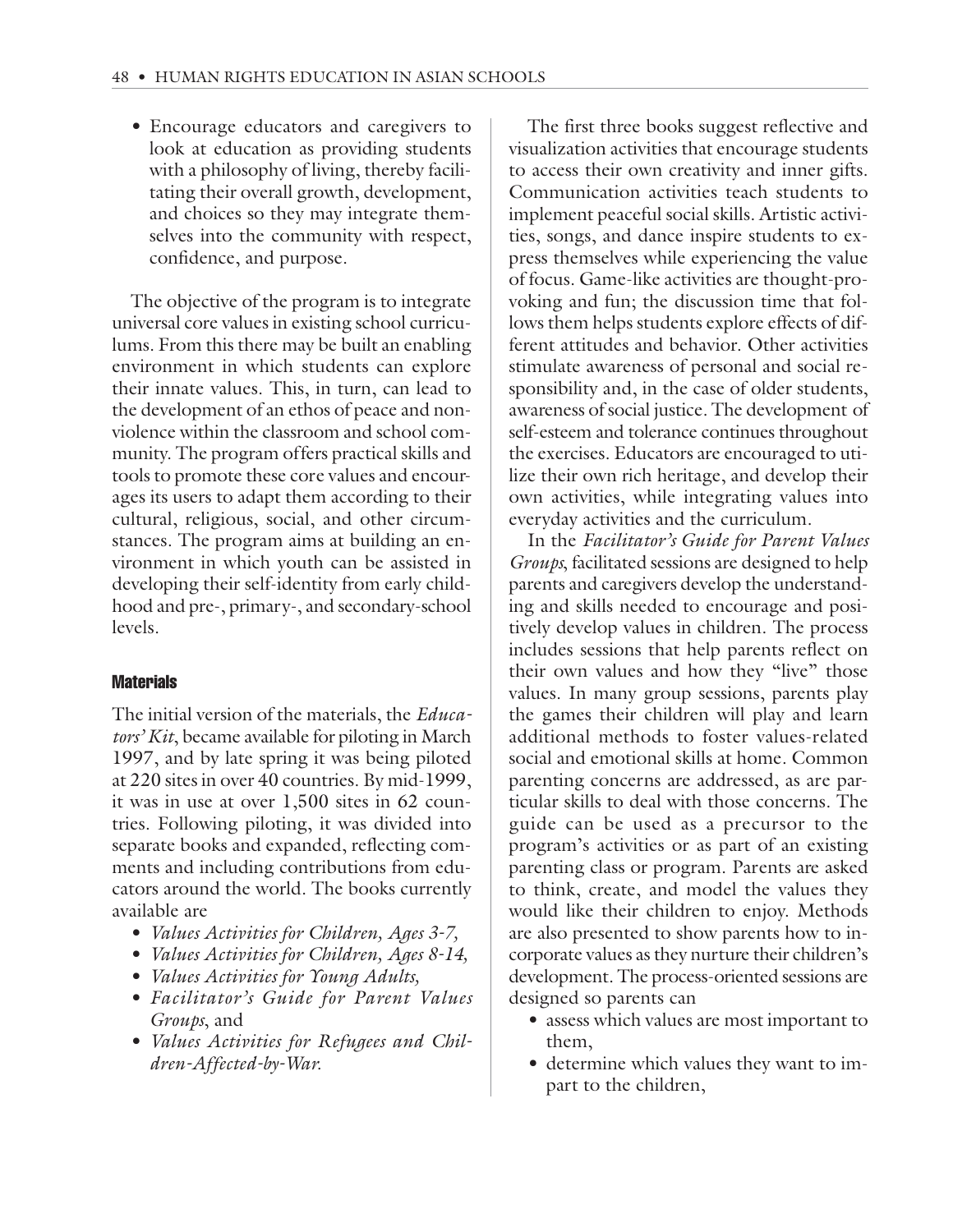- Encourage educators and caregivers to look at education as providing students with a philosophy of living, thereby facilitating their overall growth, development, and choices so they may integrate themselves into the community with respect, confidence, and purpose.

The objective of the program is to integrate universal core values in existing school curriculums. From this there may be built an enabling environment in which students can explore their innate values. This, in turn, can lead to the development of an ethos of peace and nonviolence within the classroom and school community. The program offers practical skills and tools to promote these core values and encourages its users to adapt them according to their cultural, religious, social, and other circumstances. The program aims at building an environment in which youth can be assisted in developing their self-identity from early childhood and pre-, primary-, and secondary-school levels.

### Materials

The initial version of the materials, the *Educators' Kit*, became available for piloting in March 1997, and by late spring it was being piloted at 220 sites in over 40 countries. By mid-1999, it was in use at over 1,500 sites in 62 countries. Following piloting, it was divided into separate books and expanded, reflecting comments and including contributions from educators around the world. The books currently available are

- *Values Activities for Children, Ages 3-7,*
- *Values Activities for Children, Ages 8-14,*
- *Values Activities for Young Adults,*
- *Facilitator's Guide for Parent Values Groups*, and
- *Values Activities for Refugees and Children-Affected-by-War.*

The first three books suggest reflective and visualization activities that encourage students to access their own creativity and inner gifts. Communication activities teach students to implement peaceful social skills. Artistic activities, songs, and dance inspire students to express themselves while experiencing the value of focus. Game-like activities are thought-provoking and fun; the discussion time that follows them helps students explore effects of different attitudes and behavior. Other activities stimulate awareness of personal and social responsibility and, in the case of older students, awareness of social justice. The development of self-esteem and tolerance continues throughout the exercises. Educators are encouraged to utilize their own rich heritage, and develop their own activities, while integrating values into everyday activities and the curriculum.

In the *Facilitator's Guide for Parent Values Groups*, facilitated sessions are designed to help parents and caregivers develop the understanding and skills needed to encourage and positively develop values in children. The process includes sessions that help parents reflect on their own values and how they "live" those values. In many group sessions, parents play the games their children will play and learn additional methods to foster values-related social and emotional skills at home. Common parenting concerns are addressed, as are particular skills to deal with those concerns. The guide can be used as a precursor to the program's activities or as part of an existing parenting class or program. Parents are asked to think, create, and model the values they would like their children to enjoy. Methods are also presented to show parents how to incorporate values as they nurture their children's development. The process-oriented sessions are designed so parents can

- assess which values are most important to them,
- determine which values they want to impart to the children,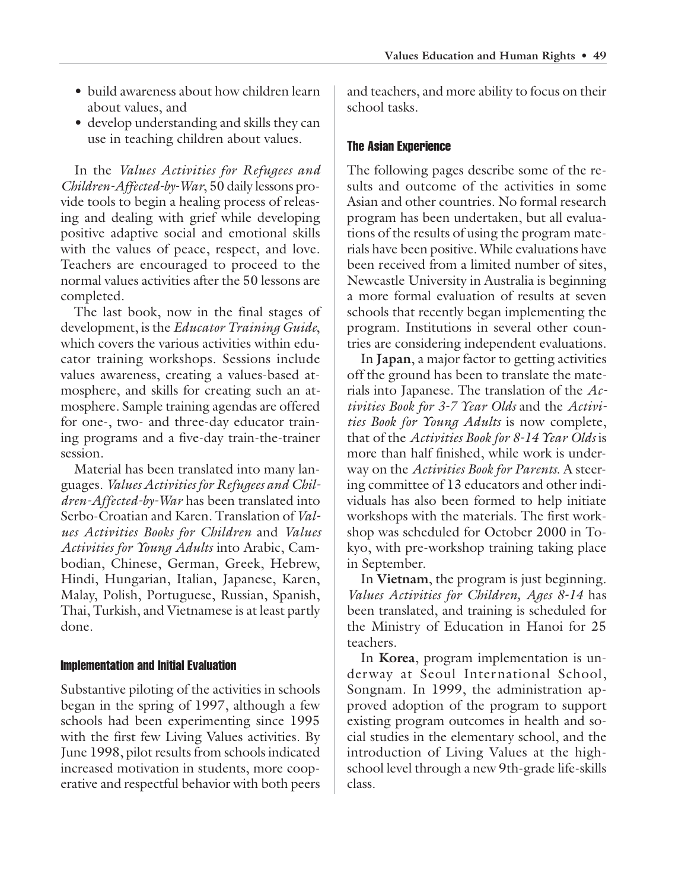- build awareness about how children learn about values, and
- develop understanding and skills they can use in teaching children about values.

In the *Values Activities for Refugees and Children-Affected-by-War*, 50 daily lessons provide tools to begin a healing process of releasing and dealing with grief while developing positive adaptive social and emotional skills with the values of peace, respect, and love. Teachers are encouraged to proceed to the normal values activities after the 50 lessons are completed.

The last book, now in the final stages of development, is the *Educator Training Guide*, which covers the various activities within educator training workshops. Sessions include values awareness, creating a values-based atmosphere, and skills for creating such an atmosphere. Sample training agendas are offered for one-, two- and three-day educator training programs and a five-day train-the-trainer session.

Material has been translated into many languages. *Values Activities for Refugees and Children-Affected-by-War* has been translated into Serbo-Croatian and Karen. Translation of *Values Activities Books for Children* and *Values Activities for Young Adults* into Arabic, Cambodian, Chinese, German, Greek, Hebrew, Hindi, Hungarian, Italian, Japanese, Karen, Malay, Polish, Portuguese, Russian, Spanish, Thai, Turkish, and Vietnamese is at least partly done.

### Implementation and Initial Evaluation

Substantive piloting of the activities in schools began in the spring of 1997, although a few schools had been experimenting since 1995 with the first few Living Values activities. By June 1998, pilot results from schools indicated increased motivation in students, more cooperative and respectful behavior with both peers and teachers, and more ability to focus on their school tasks.

### The Asian Experience

The following pages describe some of the results and outcome of the activities in some Asian and other countries. No formal research program has been undertaken, but all evaluations of the results of using the program materials have been positive. While evaluations have been received from a limited number of sites, Newcastle University in Australia is beginning a more formal evaluation of results at seven schools that recently began implementing the program. Institutions in several other countries are considering independent evaluations.

In **Japan**, a major factor to getting activities off the ground has been to translate the materials into Japanese. The translation of the *Activities Book for 3-7 Year Olds* and the *Activities Book for Young Adults* is now complete, that of the *Activities Book for 8-14 Year Olds* is more than half finished, while work is underway on the *Activities Book for Parents*. A steering committee of 13 educators and other individuals has also been formed to help initiate workshops with the materials. The first workshop was scheduled for October 2000 in Tokyo, with pre-workshop training taking place in September.

In **Vietnam**, the program is just beginning. *Values Activities for Children, Ages 8-14* has been translated, and training is scheduled for the Ministry of Education in Hanoi for 25 teachers.

In **Korea**, program implementation is underway at Seoul International School, Songnam. In 1999, the administration approved adoption of the program to support existing program outcomes in health and social studies in the elementary school, and the introduction of Living Values at the high-school level through a new 9th-grade life-skills class.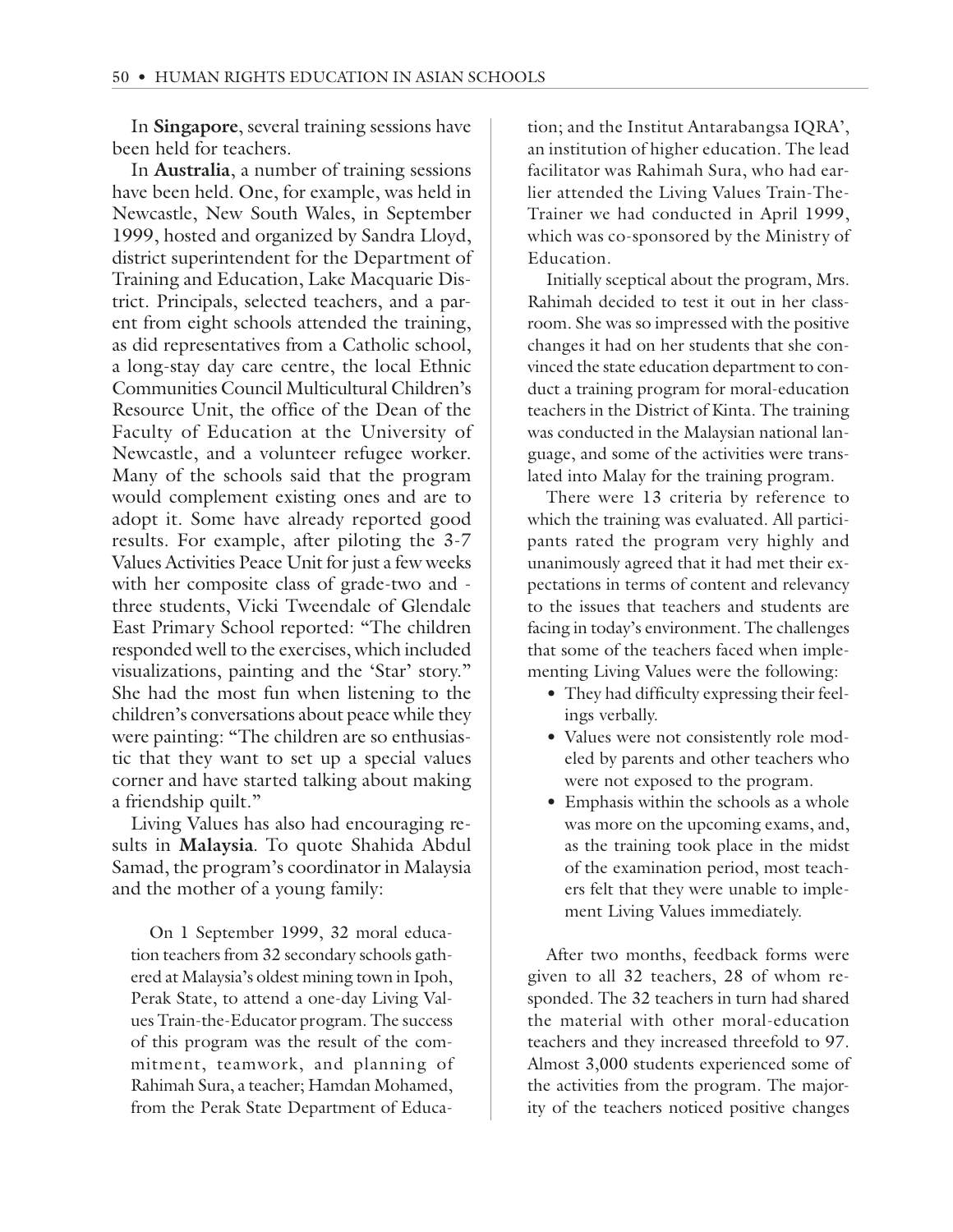In **Singapore**, several training sessions have been held for teachers.

In **Australia**, a number of training sessions have been held. One, for example, was held in Newcastle, New South Wales, in September 1999, hosted and organized by Sandra Lloyd, district superintendent for the Department of Training and Education, Lake Macquarie District. Principals, selected teachers, and a parent from eight schools attended the training, as did representatives from a Catholic school, a long-stay day care centre, the local Ethnic Communities Council Multicultural Children's Resource Unit, the office of the Dean of the Faculty of Education at the University of Newcastle, and a volunteer refugee worker. Many of the schools said that the program would complement existing ones and are to adopt it. Some have already reported good results. For example, after piloting the 3-7 Values Activities Peace Unit for just a few weeks with her composite class of grade-two and -three students, Vicki Tweendale of Glendale East Primary School reported: "The children responded well to the exercises, which included visualizations, painting and the 'Star' story." She had the most fun when listening to the children's conversations about peace while they were painting: "The children are so enthusiastic that they want to set up a special values corner and have started talking about making a friendship quilt."

Living Values has also had encouraging results in **Malaysia**. To quote Shahida Abdul Samad, the program's coordinator in Malaysia and the mother of a young family:

> On 1 September 1999, 32 moral education teachers from 32 secondary schools gathered at Malaysia's oldest mining town in Ipoh, Perak State, to attend a one-day Living Values Train-the-Educator program. The success of this program was the result of the commitment, teamwork, and planning of Rahimah Sura, a teacher; Hamdan Mohamed, from the Perak State Department of Education; and the Institut Antarabangsa IQRA', an institution of higher education. The lead facilitator was Rahimah Sura, who had earlier attended the Living Values Train-The-Trainer we had conducted in April 1999, which was co-sponsored by the Ministry of Education.
>
> Initially sceptical about the program, Mrs. Rahimah decided to test it out in her classroom. She was so impressed with the positive changes it had on her students that she convinced the state education department to conduct a training program for moral-education teachers in the District of Kinta. The training was conducted in the Malaysian national language, and some of the activities were translated into Malay for the training program.
>
> There were 13 criteria by reference to which the training was evaluated. All participants rated the program very highly and unanimously agreed that it had met their expectations in terms of content and relevancy to the issues that teachers and students are facing in today's environment. The challenges that some of the teachers faced when implementing Living Values were the following:
>
> - They had difficulty expressing their feelings verbally.
> - Values were not consistently role modeled by parents and other teachers who were not exposed to the program.
> - Emphasis within the schools as a whole was more on the upcoming exams, and, as the training took place in the midst of the examination period, most teachers felt that they were unable to implement Living Values immediately.

After two months, feedback forms were given to all 32 teachers, 28 of whom responded. The 32 teachers in turn had shared the material with other moral-education teachers and they increased threefold to 97. Almost 3,000 students experienced some of the activities from the program. The majority of the teachers noticed positive changes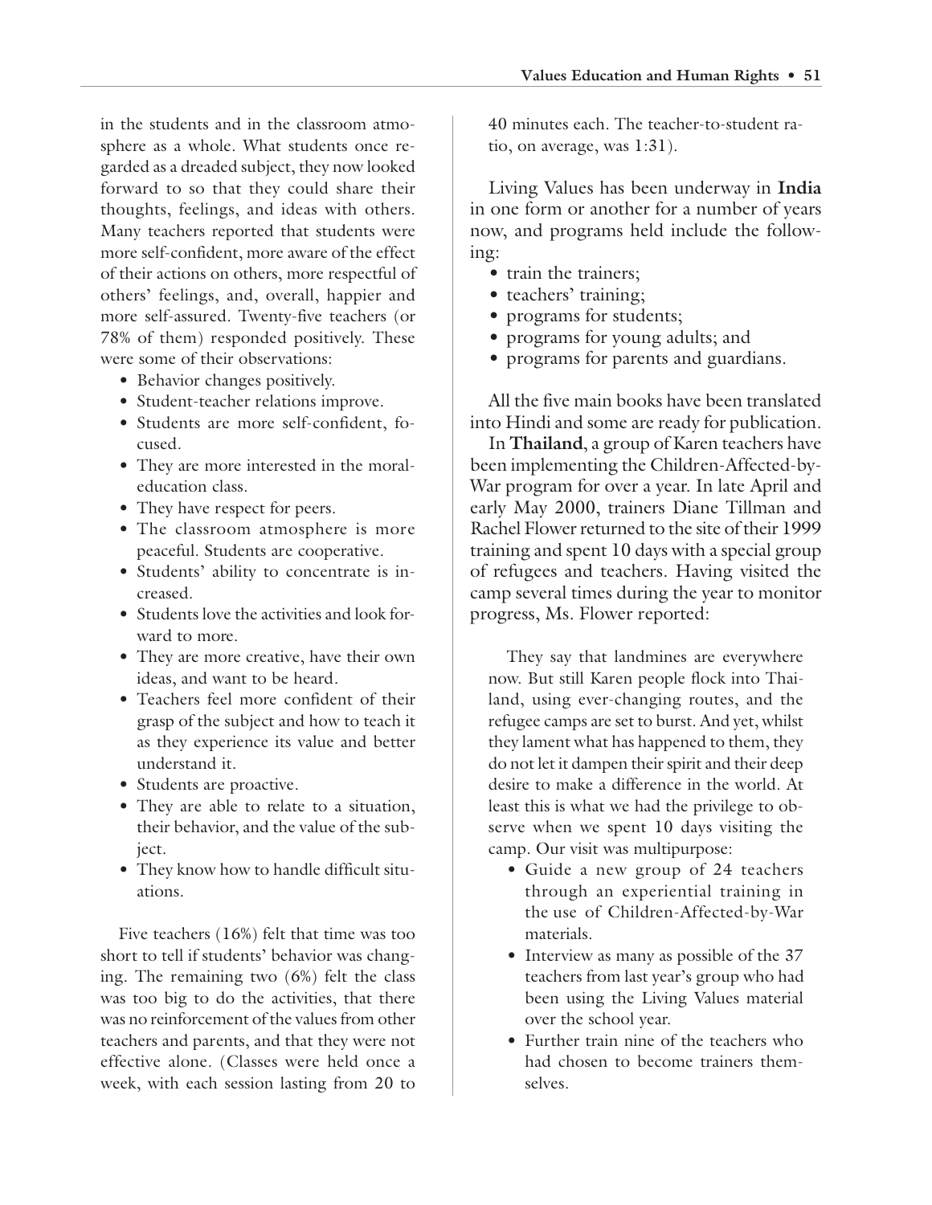in the students and in the classroom atmosphere as a whole. What students once regarded as a dreaded subject, they now looked forward to so that they could share their thoughts, feelings, and ideas with others. Many teachers reported that students were more self-confident, more aware of the effect of their actions on others, more respectful of others' feelings, and, overall, happier and more self-assured. Twenty-five teachers (or 78% of them) responded positively. These were some of their observations:

- Behavior changes positively.
- Student-teacher relations improve.
- Students are more self-confident, focused.
- They are more interested in the moral-education class.
- They have respect for peers.
- The classroom atmosphere is more peaceful. Students are cooperative.
- Students' ability to concentrate is increased.
- Students love the activities and look forward to more.
- They are more creative, have their own ideas, and want to be heard.
- Teachers feel more confident of their grasp of the subject and how to teach it as they experience its value and better understand it.
- Students are proactive.
- They are able to relate to a situation, their behavior, and the value of the subject.
- They know how to handle difficult situations.

Five teachers (16%) felt that time was too short to tell if students' behavior was changing. The remaining two (6%) felt the class was too big to do the activities, that there was no reinforcement of the values from other teachers and parents, and that they were not effective alone. (Classes were held once a week, with each session lasting from 20 to 40 minutes each. The teacher-to-student ratio, on average, was 1:31).

Living Values has been underway in **India** in one form or another for a number of years now, and programs held include the following:

- train the trainers;
- teachers' training;
- programs for students;
- programs for young adults; and
- programs for parents and guardians.

All the five main books have been translated into Hindi and some are ready for publication.

In **Thailand**, a group of Karen teachers have been implementing the Children-Affected-by-War program for over a year. In late April and early May 2000, trainers Diane Tillman and Rachel Flower returned to the site of their 1999 training and spent 10 days with a special group of refugees and teachers. Having visited the camp several times during the year to monitor progress, Ms. Flower reported:

> They say that landmines are everywhere now. But still Karen people flock into Thailand, using ever-changing routes, and the refugee camps are set to burst. And yet, whilst they lament what has happened to them, they do not let it dampen their spirit and their deep desire to make a difference in the world. At least this is what we had the privilege to observe when we spent 10 days visiting the camp. Our visit was multipurpose:
>
> - Guide a new group of 24 teachers through an experiential training in the use of Children-Affected-by-War materials.
> - Interview as many as possible of the 37 teachers from last year's group who had been using the Living Values material over the school year.
> - Further train nine of the teachers who had chosen to become trainers themselves.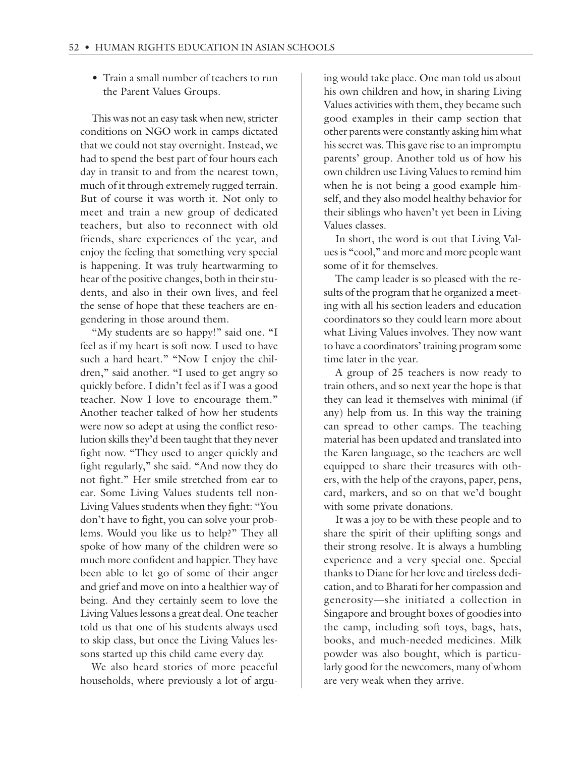- Train a small number of teachers to run the Parent Values Groups.

This was not an easy task when new, stricter conditions on NGO work in camps dictated that we could not stay overnight. Instead, we had to spend the best part of four hours each day in transit to and from the nearest town, much of it through extremely rugged terrain. But of course it was worth it. Not only to meet and train a new group of dedicated teachers, but also to reconnect with old friends, share experiences of the year, and enjoy the feeling that something very special is happening. It was truly heartwarming to hear of the positive changes, both in their students, and also in their own lives, and feel the sense of hope that these teachers are engendering in those around them.

"My students are so happy!" said one. "I feel as if my heart is soft now. I used to have such a hard heart." "Now I enjoy the children," said another. "I used to get angry so quickly before. I didn't feel as if I was a good teacher. Now I love to encourage them." Another teacher talked of how her students were now so adept at using the conflict resolution skills they'd been taught that they never fight now. "They used to anger quickly and fight regularly," she said. "And now they do not fight." Her smile stretched from ear to ear. Some Living Values students tell non-Living Values students when they fight: "You don't have to fight, you can solve your problems. Would you like us to help?" They all spoke of how many of the children were so much more confident and happier. They have been able to let go of some of their anger and grief and move on into a healthier way of being. And they certainly seem to love the Living Values lessons a great deal. One teacher told us that one of his students always used to skip class, but once the Living Values lessons started up this child came every day.

We also heard stories of more peaceful households, where previously a lot of arguing would take place. One man told us about his own children and how, in sharing Living Values activities with them, they became such good examples in their camp section that other parents were constantly asking him what his secret was. This gave rise to an impromptu parents' group. Another told us of how his own children use Living Values to remind him when he is not being a good example himself, and they also model healthy behavior for their siblings who haven't yet been in Living Values classes.

In short, the word is out that Living Values is "cool," and more and more people want some of it for themselves.

The camp leader is so pleased with the results of the program that he organized a meeting with all his section leaders and education coordinators so they could learn more about what Living Values involves. They now want to have a coordinators' training program some time later in the year.

A group of 25 teachers is now ready to train others, and so next year the hope is that they can lead it themselves with minimal (if any) help from us. In this way the training can spread to other camps. The teaching material has been updated and translated into the Karen language, so the teachers are well equipped to share their treasures with others, with the help of the crayons, paper, pens, card, markers, and so on that we'd bought with some private donations.

It was a joy to be with these people and to share the spirit of their uplifting songs and their strong resolve. It is always a humbling experience and a very special one. Special thanks to Diane for her love and tireless dedication, and to Bharati for her compassion and generosity—she initiated a collection in Singapore and brought boxes of goodies into the camp, including soft toys, bags, hats, books, and much-needed medicines. Milk powder was also bought, which is particularly good for the newcomers, many of whom are very weak when they arrive.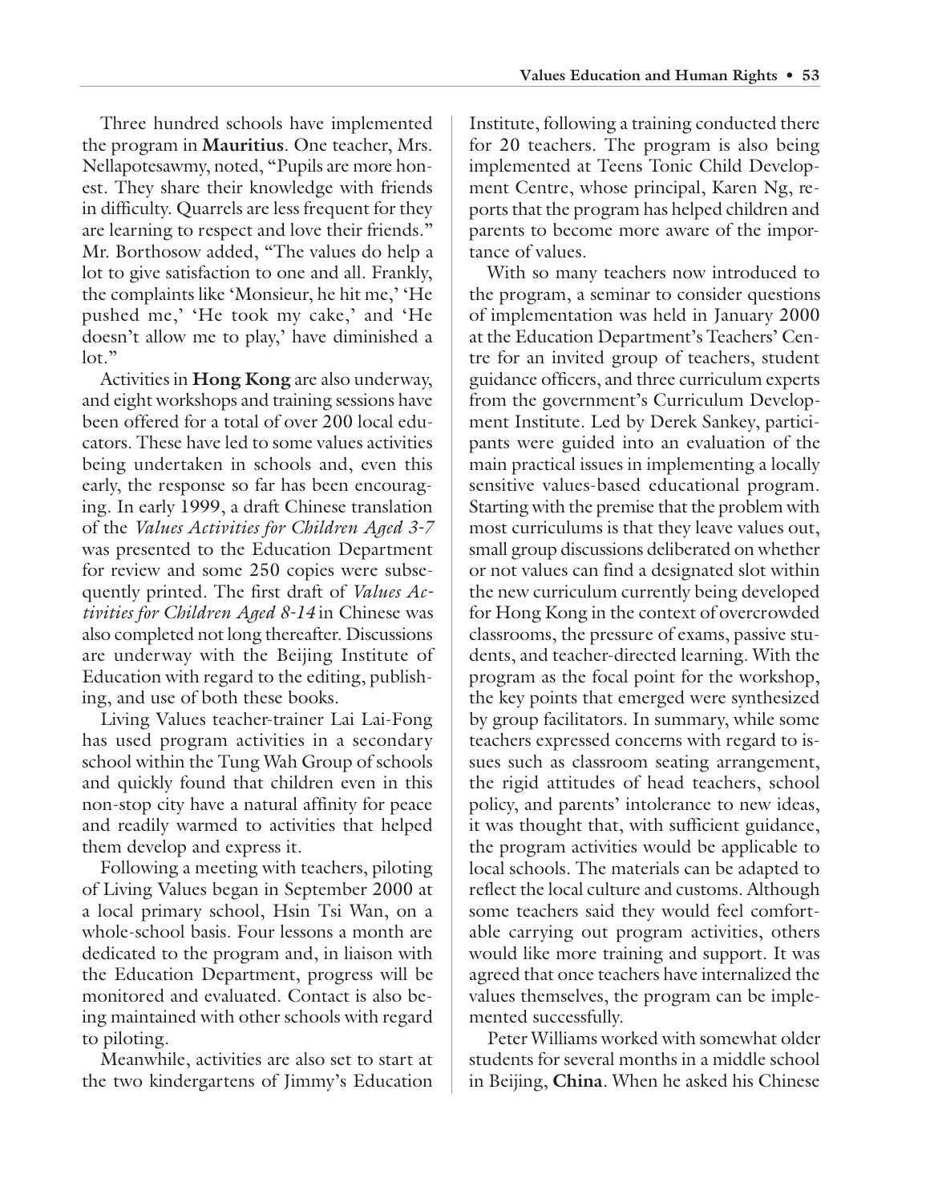Three hundred schools have implemented the program in **Mauritius**. One teacher, Mrs. Nellapotesawmy, noted, "Pupils are more honest. They share their knowledge with friends in difficulty. Quarrels are less frequent for they are learning to respect and love their friends." Mr. Borthosow added, "The values do help a lot to give satisfaction to one and all. Frankly, the complaints like 'Monsieur, he hit me,' 'He pushed me,' 'He took my cake,' and 'He doesn't allow me to play,' have diminished a lot."

Activities in **Hong Kong** are also underway, and eight workshops and training sessions have been offered for a total of over 200 local educators. These have led to some values activities being undertaken in schools and, even this early, the response so far has been encouraging. In early 1999, a draft Chinese translation of the *Values Activities for Children Aged 3-7* was presented to the Education Department for review and some 250 copies were subsequently printed. The first draft of *Values Activities for Children Aged 8-14* in Chinese was also completed not long thereafter. Discussions are underway with the Beijing Institute of Education with regard to the editing, publishing, and use of both these books.

Living Values teacher-trainer Lai Lai-Fong has used program activities in a secondary school within the Tung Wah Group of schools and quickly found that children even in this non-stop city have a natural affinity for peace and readily warmed to activities that helped them develop and express it.

Following a meeting with teachers, piloting of Living Values began in September 2000 at a local primary school, Hsin Tsi Wan, on a whole-school basis. Four lessons a month are dedicated to the program and, in liaison with the Education Department, progress will be monitored and evaluated. Contact is also being maintained with other schools with regard to piloting.

Meanwhile, activities are also set to start at the two kindergartens of Jimmy's Education Institute, following a training conducted there for 20 teachers. The program is also being implemented at Teens Tonic Child Development Centre, whose principal, Karen Ng, reports that the program has helped children and parents to become more aware of the importance of values.

With so many teachers now introduced to the program, a seminar to consider questions of implementation was held in January 2000 at the Education Department's Teachers' Centre for an invited group of teachers, student guidance officers, and three curriculum experts from the government's Curriculum Development Institute. Led by Derek Sankey, participants were guided into an evaluation of the main practical issues in implementing a locally sensitive values-based educational program. Starting with the premise that the problem with most curriculums is that they leave values out, small group discussions deliberated on whether or not values can find a designated slot within the new curriculum currently being developed for Hong Kong in the context of overcrowded classrooms, the pressure of exams, passive students, and teacher-directed learning. With the program as the focal point for the workshop, the key points that emerged were synthesized by group facilitators. In summary, while some teachers expressed concerns with regard to issues such as classroom seating arrangement, the rigid attitudes of head teachers, school policy, and parents' intolerance to new ideas, it was thought that, with sufficient guidance, the program activities would be applicable to local schools. The materials can be adapted to reflect the local culture and customs. Although some teachers said they would feel comfortable carrying out program activities, others would like more training and support. It was agreed that once teachers have internalized the values themselves, the program can be implemented successfully.

Peter Williams worked with somewhat older students for several months in a middle school in Beijing, **China**. When he asked his Chinese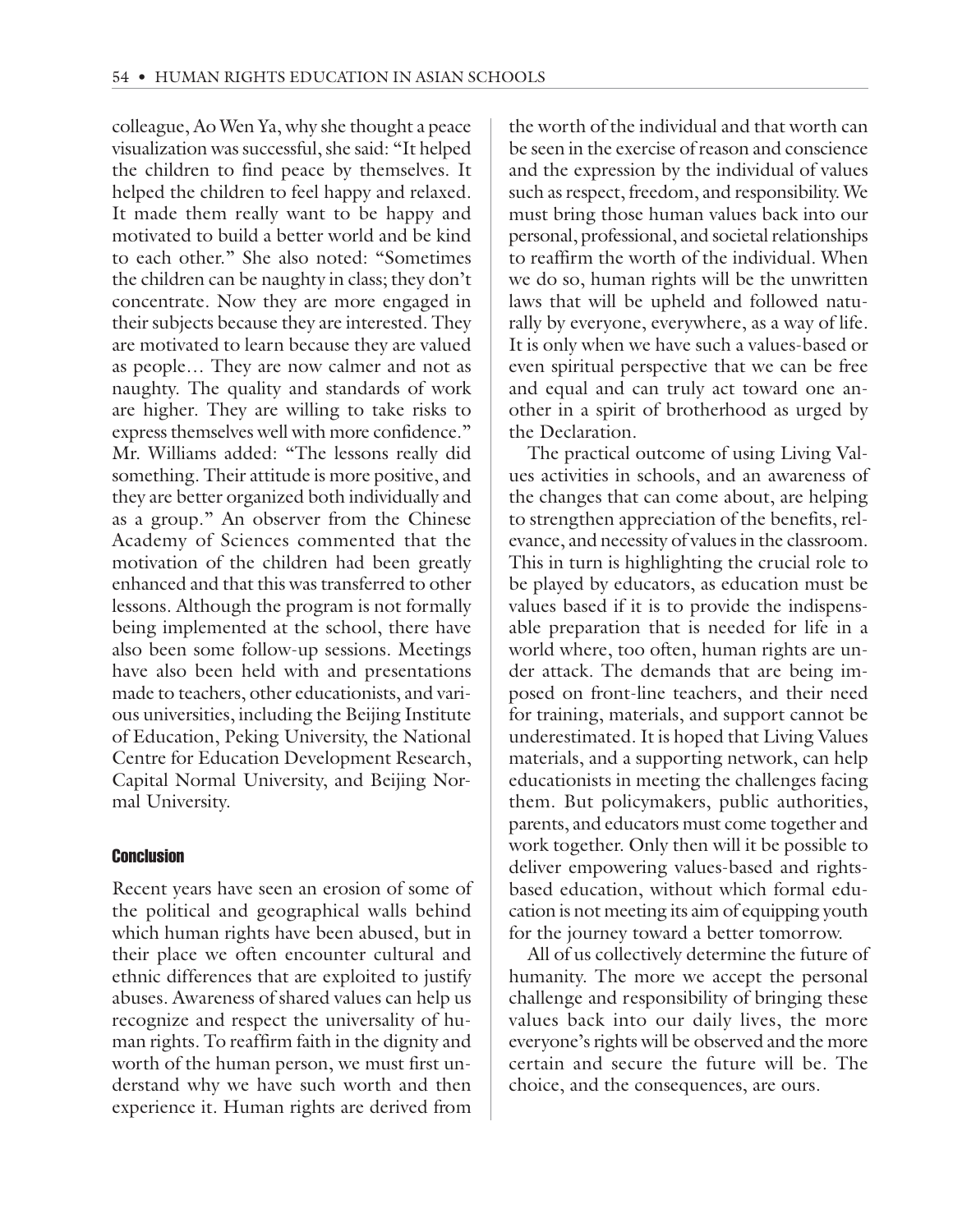colleague, Ao Wen Ya, why she thought a peace visualization was successful, she said: "It helped the children to find peace by themselves. It helped the children to feel happy and relaxed. It made them really want to be happy and motivated to build a better world and be kind to each other." She also noted: "Sometimes the children can be naughty in class; they don't concentrate. Now they are more engaged in their subjects because they are interested. They are motivated to learn because they are valued as people… They are now calmer and not as naughty. The quality and standards of work are higher. They are willing to take risks to express themselves well with more confidence." Mr. Williams added: "The lessons really did something. Their attitude is more positive, and they are better organized both individually and as a group." An observer from the Chinese Academy of Sciences commented that the motivation of the children had been greatly enhanced and that this was transferred to other lessons. Although the program is not formally being implemented at the school, there have also been some follow-up sessions. Meetings have also been held with and presentations made to teachers, other educationists, and various universities, including the Beijing Institute of Education, Peking University, the National Centre for Education Development Research, Capital Normal University, and Beijing Normal University.

### Conclusion

Recent years have seen an erosion of some of the political and geographical walls behind which human rights have been abused, but in their place we often encounter cultural and ethnic differences that are exploited to justify abuses. Awareness of shared values can help us recognize and respect the universality of human rights. To reaffirm faith in the dignity and worth of the human person, we must first understand why we have such worth and then experience it. Human rights are derived from the worth of the individual and that worth can be seen in the exercise of reason and conscience and the expression by the individual of values such as respect, freedom, and responsibility. We must bring those human values back into our personal, professional, and societal relationships to reaffirm the worth of the individual. When we do so, human rights will be the unwritten laws that will be upheld and followed naturally by everyone, everywhere, as a way of life. It is only when we have such a values-based or even spiritual perspective that we can be free and equal and can truly act toward one another in a spirit of brotherhood as urged by the Declaration.

The practical outcome of using Living Values activities in schools, and an awareness of the changes that can come about, are helping to strengthen appreciation of the benefits, relevance, and necessity of values in the classroom. This in turn is highlighting the crucial role to be played by educators, as education must be values based if it is to provide the indispensable preparation that is needed for life in a world where, too often, human rights are under attack. The demands that are being imposed on front-line teachers, and their need for training, materials, and support cannot be underestimated. It is hoped that Living Values materials, and a supporting network, can help educationists in meeting the challenges facing them. But policymakers, public authorities, parents, and educators must come together and work together. Only then will it be possible to deliver empowering values-based and rights-based education, without which formal education is not meeting its aim of equipping youth for the journey toward a better tomorrow.

All of us collectively determine the future of humanity. The more we accept the personal challenge and responsibility of bringing these values back into our daily lives, the more everyone's rights will be observed and the more certain and secure the future will be. The choice, and the consequences, are ours.